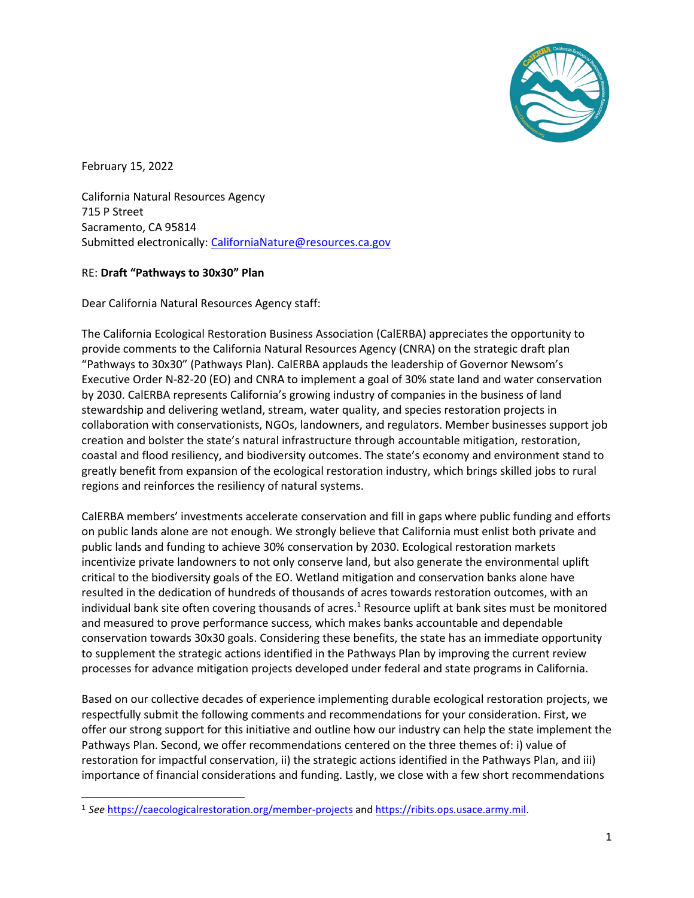February 15, 2022

California Natural Resources Agency
715 P Street
Sacramento, CA 95814
Submitted electronically: [CaliforniaNature@resources.ca.gov](mailto:CaliforniaNature@resources.ca.gov)

RE: **Draft "Pathways to 30x30" Plan**

Dear California Natural Resources Agency staff:

The California Ecological Restoration Business Association (CalERBA) appreciates the opportunity to provide comments to the California Natural Resources Agency (CNRA) on the strategic draft plan "Pathways to 30x30" (Pathways Plan). CalERBA applauds the leadership of Governor Newsom's Executive Order N-82-20 (EO) and CNRA to implement a goal of 30% state land and water conservation by 2030. CalERBA represents California's growing industry of companies in the business of land stewardship and delivering wetland, stream, water quality, and species restoration projects in collaboration with conservationists, NGOs, landowners, and regulators. Member businesses support job creation and bolster the state's natural infrastructure through accountable mitigation, restoration, coastal and flood resiliency, and biodiversity outcomes. The state's economy and environment stand to greatly benefit from expansion of the ecological restoration industry, which brings skilled jobs to rural regions and reinforces the resiliency of natural systems.

CalERBA members' investments accelerate conservation and fill in gaps where public funding and efforts on public lands alone are not enough. We strongly believe that California must enlist both private and public lands and funding to achieve 30% conservation by 2030. Ecological restoration markets incentivize private landowners to not only conserve land, but also generate the environmental uplift critical to the biodiversity goals of the EO. Wetland mitigation and conservation banks alone have resulted in the dedication of hundreds of thousands of acres towards restoration outcomes, with an individual bank site often covering thousands of acres.[1] Resource uplift at bank sites must be monitored and measured to prove performance success, which makes banks accountable and dependable conservation towards 30x30 goals. Considering these benefits, the state has an immediate opportunity to supplement the strategic actions identified in the Pathways Plan by improving the current review processes for advance mitigation projects developed under federal and state programs in California.

Based on our collective decades of experience implementing durable ecological restoration projects, we respectfully submit the following comments and recommendations for your consideration. First, we offer our strong support for this initiative and outline how our industry can help the state implement the Pathways Plan. Second, we offer recommendations centered on the three themes of: i) value of restoration for impactful conservation, ii) the strategic actions identified in the Pathways Plan, and iii) importance of financial considerations and funding. Lastly, we close with a few short recommendations

---

[1] *See* https://caecologicalrestoration.org/member-projects and https://ribits.ops.usace.army.mil.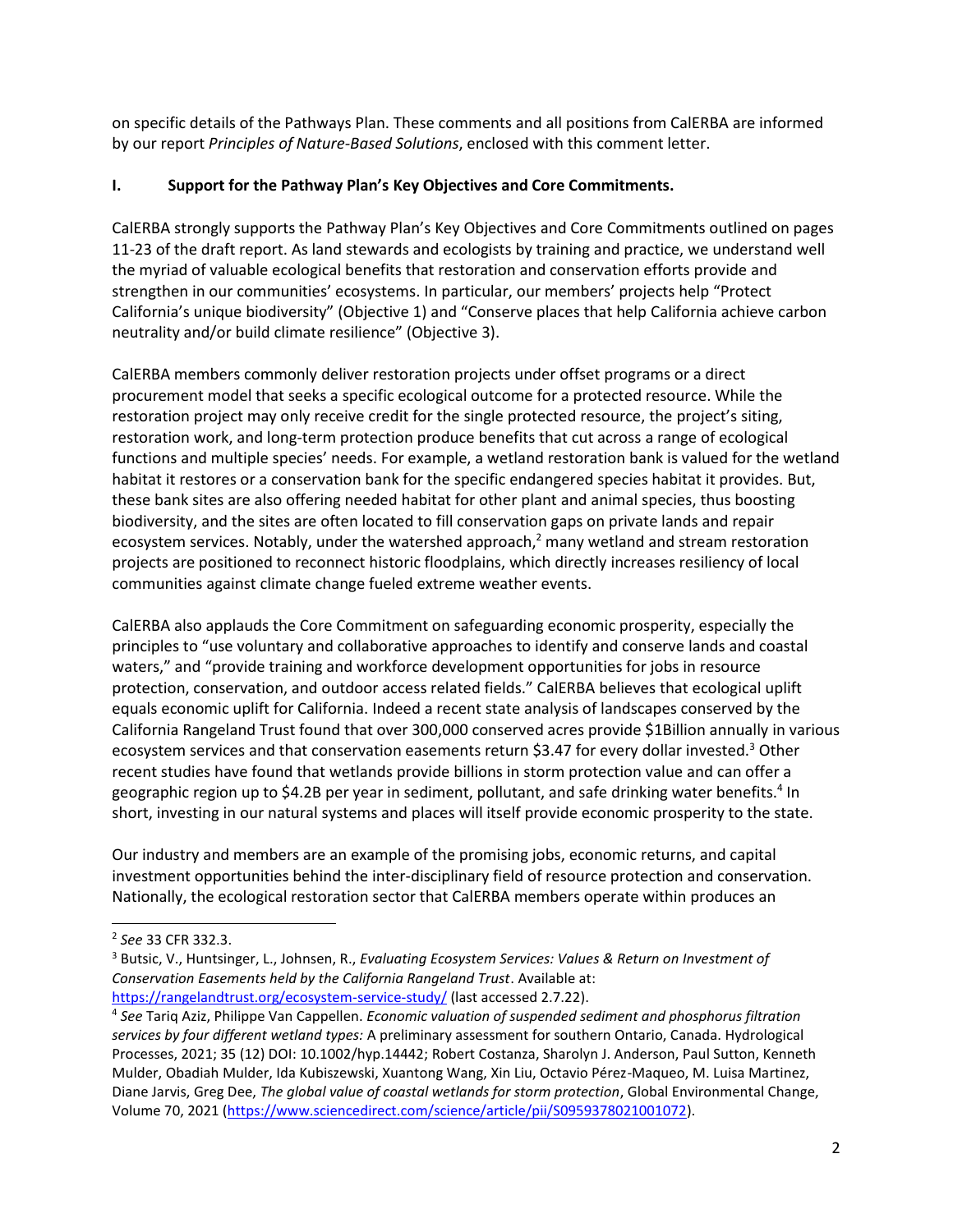on specific details of the Pathways Plan. These comments and all positions from CalERBA are informed by our report *Principles of Nature-Based Solutions*, enclosed with this comment letter.

## I. Support for the Pathway Plan's Key Objectives and Core Commitments.

CalERBA strongly supports the Pathway Plan's Key Objectives and Core Commitments outlined on pages 11-23 of the draft report. As land stewards and ecologists by training and practice, we understand well the myriad of valuable ecological benefits that restoration and conservation efforts provide and strengthen in our communities' ecosystems. In particular, our members' projects help "Protect California's unique biodiversity" (Objective 1) and "Conserve places that help California achieve carbon neutrality and/or build climate resilience" (Objective 3).

CalERBA members commonly deliver restoration projects under offset programs or a direct procurement model that seeks a specific ecological outcome for a protected resource. While the restoration project may only receive credit for the single protected resource, the project's siting, restoration work, and long-term protection produce benefits that cut across a range of ecological functions and multiple species' needs. For example, a wetland restoration bank is valued for the wetland habitat it restores or a conservation bank for the specific endangered species habitat it provides. But, these bank sites are also offering needed habitat for other plant and animal species, thus boosting biodiversity, and the sites are often located to fill conservation gaps on private lands and repair ecosystem services. Notably, under the watershed approach,[2] many wetland and stream restoration projects are positioned to reconnect historic floodplains, which directly increases resiliency of local communities against climate change fueled extreme weather events.

CalERBA also applauds the Core Commitment on safeguarding economic prosperity, especially the principles to "use voluntary and collaborative approaches to identify and conserve lands and coastal waters," and "provide training and workforce development opportunities for jobs in resource protection, conservation, and outdoor access related fields." CalERBA believes that ecological uplift equals economic uplift for California. Indeed a recent state analysis of landscapes conserved by the California Rangeland Trust found that over 300,000 conserved acres provide $1Billion annually in various ecosystem services and that conservation easements return $3.47 for every dollar invested.[3] Other recent studies have found that wetlands provide billions in storm protection value and can offer a geographic region up to $4.2B per year in sediment, pollutant, and safe drinking water benefits.[4] In short, investing in our natural systems and places will itself provide economic prosperity to the state.

Our industry and members are an example of the promising jobs, economic returns, and capital investment opportunities behind the inter-disciplinary field of resource protection and conservation. Nationally, the ecological restoration sector that CalERBA members operate within produces an

---

[2] *See* 33 CFR 332.3.

[3] Butsic, V., Huntsinger, L., Johnsen, R., *Evaluating Ecosystem Services: Values & Return on Investment of Conservation Easements held by the California Rangeland Trust*. Available at: https://rangelandtrust.org/ecosystem-service-study/ (last accessed 2.7.22).

[4] *See* Tariq Aziz, Philippe Van Cappellen. *Economic valuation of suspended sediment and phosphorus filtration services by four different wetland types:* A preliminary assessment for southern Ontario, Canada. Hydrological Processes, 2021; 35 (12) DOI: 10.1002/hyp.14442; Robert Costanza, Sharolyn J. Anderson, Paul Sutton, Kenneth Mulder, Obadiah Mulder, Ida Kubiszewski, Xuantong Wang, Xin Liu, Octavio Pérez-Maqueo, M. Luisa Martinez, Diane Jarvis, Greg Dee, *The global value of coastal wetlands for storm protection*, Global Environmental Change, Volume 70, 2021 (https://www.sciencedirect.com/science/article/pii/S0959378021001072).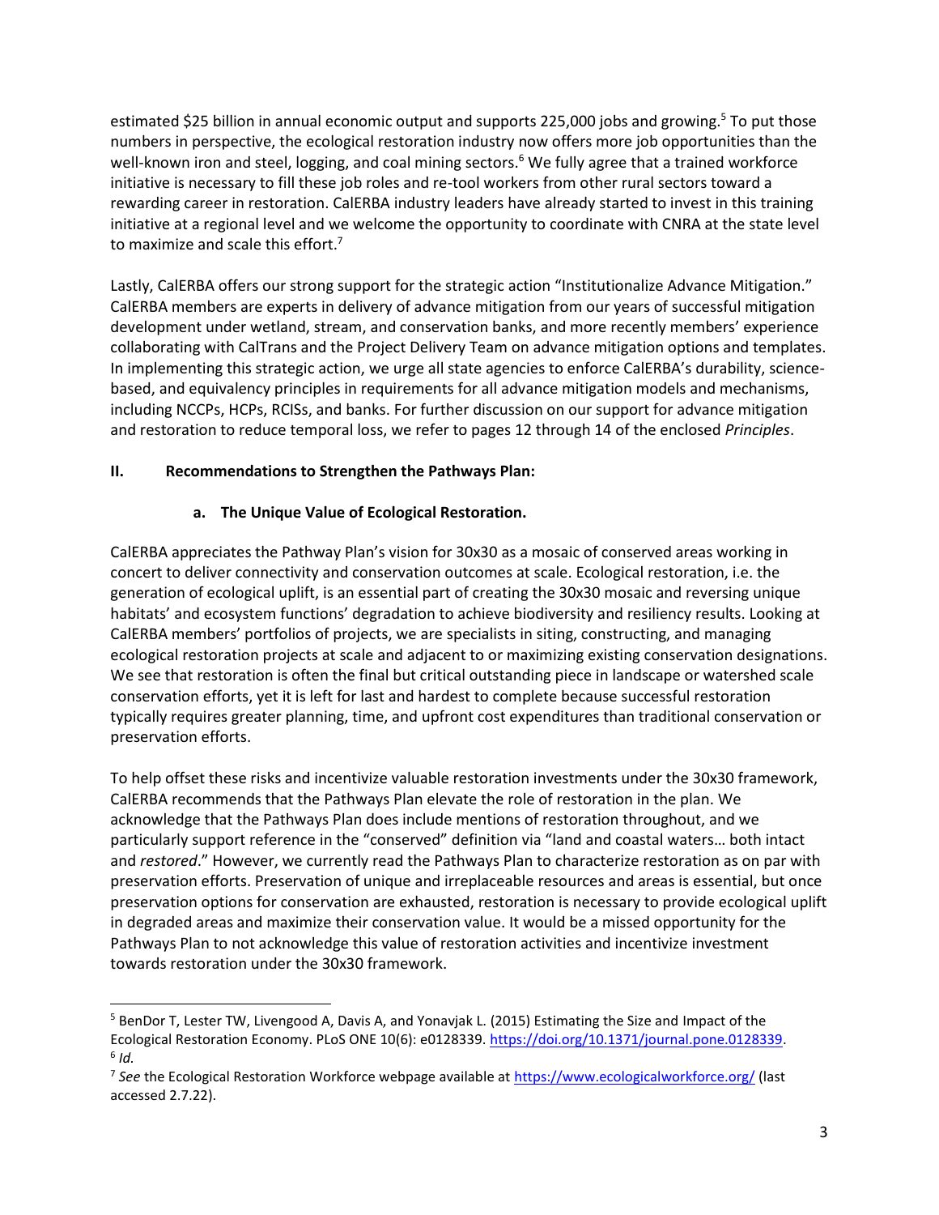estimated $25 billion in annual economic output and supports 225,000 jobs and growing.[5] To put those numbers in perspective, the ecological restoration industry now offers more job opportunities than the well-known iron and steel, logging, and coal mining sectors.[6] We fully agree that a trained workforce initiative is necessary to fill these job roles and re-tool workers from other rural sectors toward a rewarding career in restoration. CalERBA industry leaders have already started to invest in this training initiative at a regional level and we welcome the opportunity to coordinate with CNRA at the state level to maximize and scale this effort.[7]

Lastly, CalERBA offers our strong support for the strategic action "Institutionalize Advance Mitigation." CalERBA members are experts in delivery of advance mitigation from our years of successful mitigation development under wetland, stream, and conservation banks, and more recently members' experience collaborating with CalTrans and the Project Delivery Team on advance mitigation options and templates. In implementing this strategic action, we urge all state agencies to enforce CalERBA's durability, science-based, and equivalency principles in requirements for all advance mitigation models and mechanisms, including NCCPs, HCPs, RCISs, and banks. For further discussion on our support for advance mitigation and restoration to reduce temporal loss, we refer to pages 12 through 14 of the enclosed *Principles*.

## II. Recommendations to Strengthen the Pathways Plan:

### a. The Unique Value of Ecological Restoration.

CalERBA appreciates the Pathway Plan's vision for 30x30 as a mosaic of conserved areas working in concert to deliver connectivity and conservation outcomes at scale. Ecological restoration, i.e. the generation of ecological uplift, is an essential part of creating the 30x30 mosaic and reversing unique habitats' and ecosystem functions' degradation to achieve biodiversity and resiliency results. Looking at CalERBA members' portfolios of projects, we are specialists in siting, constructing, and managing ecological restoration projects at scale and adjacent to or maximizing existing conservation designations. We see that restoration is often the final but critical outstanding piece in landscape or watershed scale conservation efforts, yet it is left for last and hardest to complete because successful restoration typically requires greater planning, time, and upfront cost expenditures than traditional conservation or preservation efforts.

To help offset these risks and incentivize valuable restoration investments under the 30x30 framework, CalERBA recommends that the Pathways Plan elevate the role of restoration in the plan. We acknowledge that the Pathways Plan does include mentions of restoration throughout, and we particularly support reference in the "conserved" definition via "land and coastal waters… both intact and *restored*." However, we currently read the Pathways Plan to characterize restoration as on par with preservation efforts. Preservation of unique and irreplaceable resources and areas is essential, but once preservation options for conservation are exhausted, restoration is necessary to provide ecological uplift in degraded areas and maximize their conservation value. It would be a missed opportunity for the Pathways Plan to not acknowledge this value of restoration activities and incentivize investment towards restoration under the 30x30 framework.

---

[5] BenDor T, Lester TW, Livengood A, Davis A, and Yonavjak L. (2015) Estimating the Size and Impact of the Ecological Restoration Economy. PLoS ONE 10(6): e0128339. https://doi.org/10.1371/journal.pone.0128339.

[6] *Id.*

[7] *See* the Ecological Restoration Workforce webpage available at https://www.ecologicalworkforce.org/ (last accessed 2.7.22).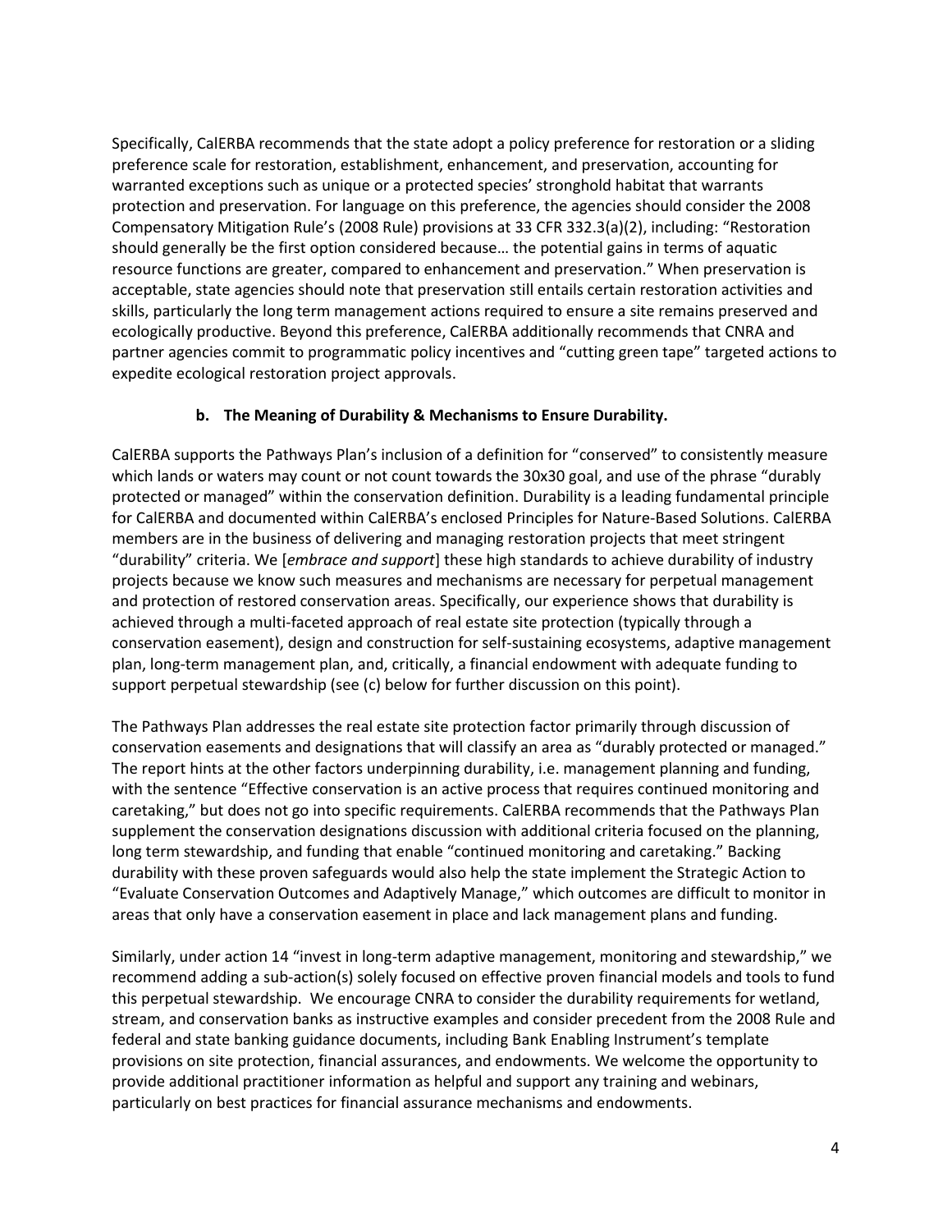Specifically, CalERBA recommends that the state adopt a policy preference for restoration or a sliding preference scale for restoration, establishment, enhancement, and preservation, accounting for warranted exceptions such as unique or a protected species' stronghold habitat that warrants protection and preservation. For language on this preference, the agencies should consider the 2008 Compensatory Mitigation Rule's (2008 Rule) provisions at 33 CFR 332.3(a)(2), including: "Restoration should generally be the first option considered because… the potential gains in terms of aquatic resource functions are greater, compared to enhancement and preservation." When preservation is acceptable, state agencies should note that preservation still entails certain restoration activities and skills, particularly the long term management actions required to ensure a site remains preserved and ecologically productive. Beyond this preference, CalERBA additionally recommends that CNRA and partner agencies commit to programmatic policy incentives and "cutting green tape" targeted actions to expedite ecological restoration project approvals.

### b. The Meaning of Durability & Mechanisms to Ensure Durability.

CalERBA supports the Pathways Plan's inclusion of a definition for "conserved" to consistently measure which lands or waters may count or not count towards the 30x30 goal, and use of the phrase "durably protected or managed" within the conservation definition. Durability is a leading fundamental principle for CalERBA and documented within CalERBA's enclosed Principles for Nature-Based Solutions. CalERBA members are in the business of delivering and managing restoration projects that meet stringent "durability" criteria. We [*embrace and support*] these high standards to achieve durability of industry projects because we know such measures and mechanisms are necessary for perpetual management and protection of restored conservation areas. Specifically, our experience shows that durability is achieved through a multi-faceted approach of real estate site protection (typically through a conservation easement), design and construction for self-sustaining ecosystems, adaptive management plan, long-term management plan, and, critically, a financial endowment with adequate funding to support perpetual stewardship (see (c) below for further discussion on this point).

The Pathways Plan addresses the real estate site protection factor primarily through discussion of conservation easements and designations that will classify an area as "durably protected or managed." The report hints at the other factors underpinning durability, i.e. management planning and funding, with the sentence "Effective conservation is an active process that requires continued monitoring and caretaking," but does not go into specific requirements. CalERBA recommends that the Pathways Plan supplement the conservation designations discussion with additional criteria focused on the planning, long term stewardship, and funding that enable "continued monitoring and caretaking." Backing durability with these proven safeguards would also help the state implement the Strategic Action to "Evaluate Conservation Outcomes and Adaptively Manage," which outcomes are difficult to monitor in areas that only have a conservation easement in place and lack management plans and funding.

Similarly, under action 14 "invest in long-term adaptive management, monitoring and stewardship," we recommend adding a sub-action(s) solely focused on effective proven financial models and tools to fund this perpetual stewardship. We encourage CNRA to consider the durability requirements for wetland, stream, and conservation banks as instructive examples and consider precedent from the 2008 Rule and federal and state banking guidance documents, including Bank Enabling Instrument's template provisions on site protection, financial assurances, and endowments. We welcome the opportunity to provide additional practitioner information as helpful and support any training and webinars, particularly on best practices for financial assurance mechanisms and endowments.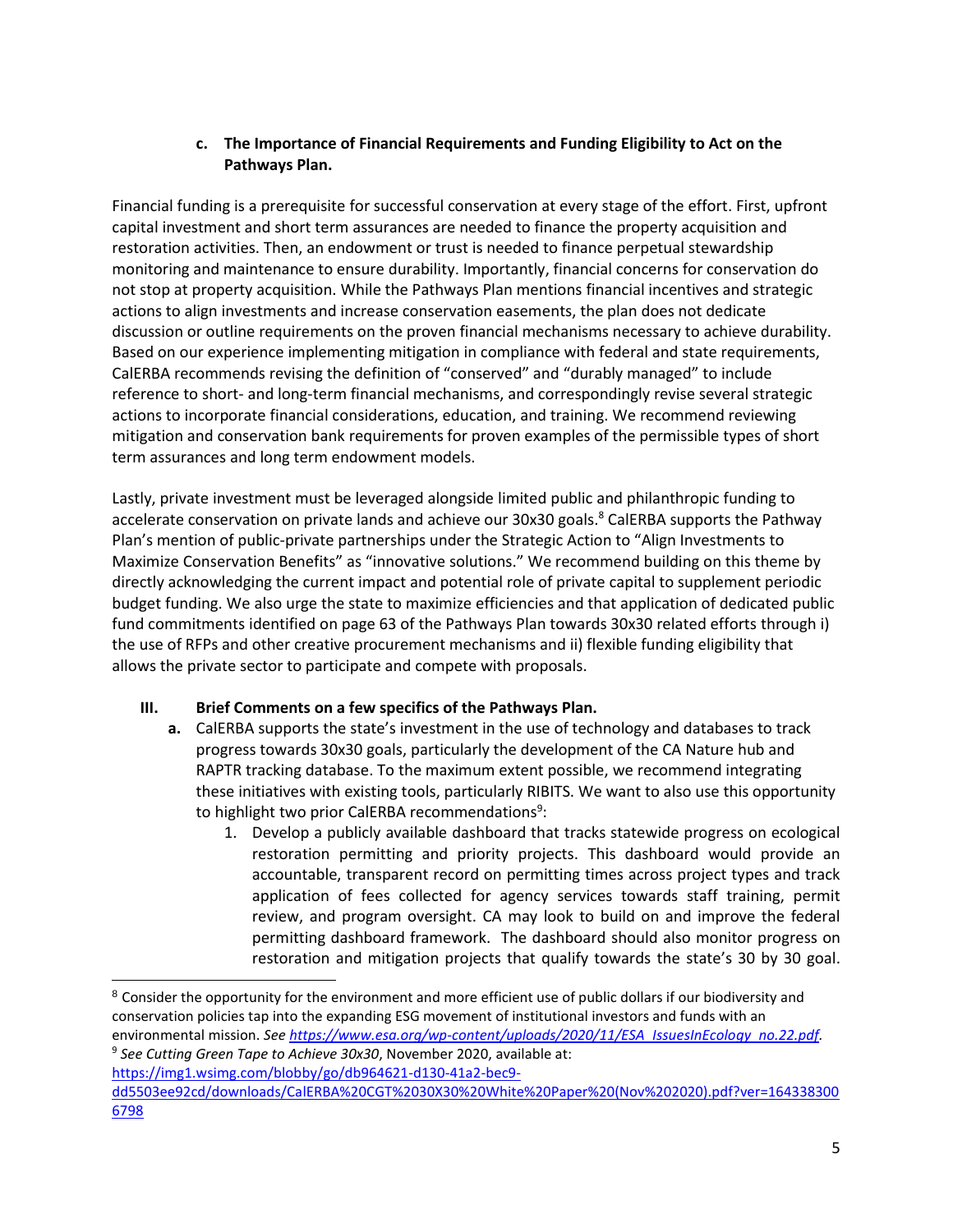### c. The Importance of Financial Requirements and Funding Eligibility to Act on the Pathways Plan.

Financial funding is a prerequisite for successful conservation at every stage of the effort. First, upfront capital investment and short term assurances are needed to finance the property acquisition and restoration activities. Then, an endowment or trust is needed to finance perpetual stewardship monitoring and maintenance to ensure durability. Importantly, financial concerns for conservation do not stop at property acquisition. While the Pathways Plan mentions financial incentives and strategic actions to align investments and increase conservation easements, the plan does not dedicate discussion or outline requirements on the proven financial mechanisms necessary to achieve durability. Based on our experience implementing mitigation in compliance with federal and state requirements, CalERBA recommends revising the definition of "conserved" and "durably managed" to include reference to short- and long-term financial mechanisms, and correspondingly revise several strategic actions to incorporate financial considerations, education, and training. We recommend reviewing mitigation and conservation bank requirements for proven examples of the permissible types of short term assurances and long term endowment models.

Lastly, private investment must be leveraged alongside limited public and philanthropic funding to accelerate conservation on private lands and achieve our 30x30 goals.[8] CalERBA supports the Pathway Plan's mention of public-private partnerships under the Strategic Action to "Align Investments to Maximize Conservation Benefits" as "innovative solutions." We recommend building on this theme by directly acknowledging the current impact and potential role of private capital to supplement periodic budget funding. We also urge the state to maximize efficiencies and that application of dedicated public fund commitments identified on page 63 of the Pathways Plan towards 30x30 related efforts through i) the use of RFPs and other creative procurement mechanisms and ii) flexible funding eligibility that allows the private sector to participate and compete with proposals.

## III. Brief Comments on a few specifics of the Pathways Plan.

**a.** CalERBA supports the state's investment in the use of technology and databases to track progress towards 30x30 goals, particularly the development of the CA Nature hub and RAPTR tracking database. To the maximum extent possible, we recommend integrating these initiatives with existing tools, particularly RIBITS. We want to also use this opportunity to highlight two prior CalERBA recommendations[9]:

1. Develop a publicly available dashboard that tracks statewide progress on ecological restoration permitting and priority projects. This dashboard would provide an accountable, transparent record on permitting times across project types and track application of fees collected for agency services towards staff training, permit review, and program oversight. CA may look to build on and improve the federal permitting dashboard framework. The dashboard should also monitor progress on restoration and mitigation projects that qualify towards the state's 30 by 30 goal.

---

[8] Consider the opportunity for the environment and more efficient use of public dollars if our biodiversity and conservation policies tap into the expanding ESG movement of institutional investors and funds with an environmental mission. *See* https://www.esa.org/wp-content/uploads/2020/11/ESA_IssuesInEcology_no.22.pdf.

[9] *See Cutting Green Tape to Achieve 30x30*, November 2020, available at: https://img1.wsimg.com/blobby/go/db964621-d130-41a2-bec9-dd5503ee92cd/downloads/CalERBA%20CGT%2030X30%20White%20Paper%20(Nov%202020).pdf?ver=1643383006798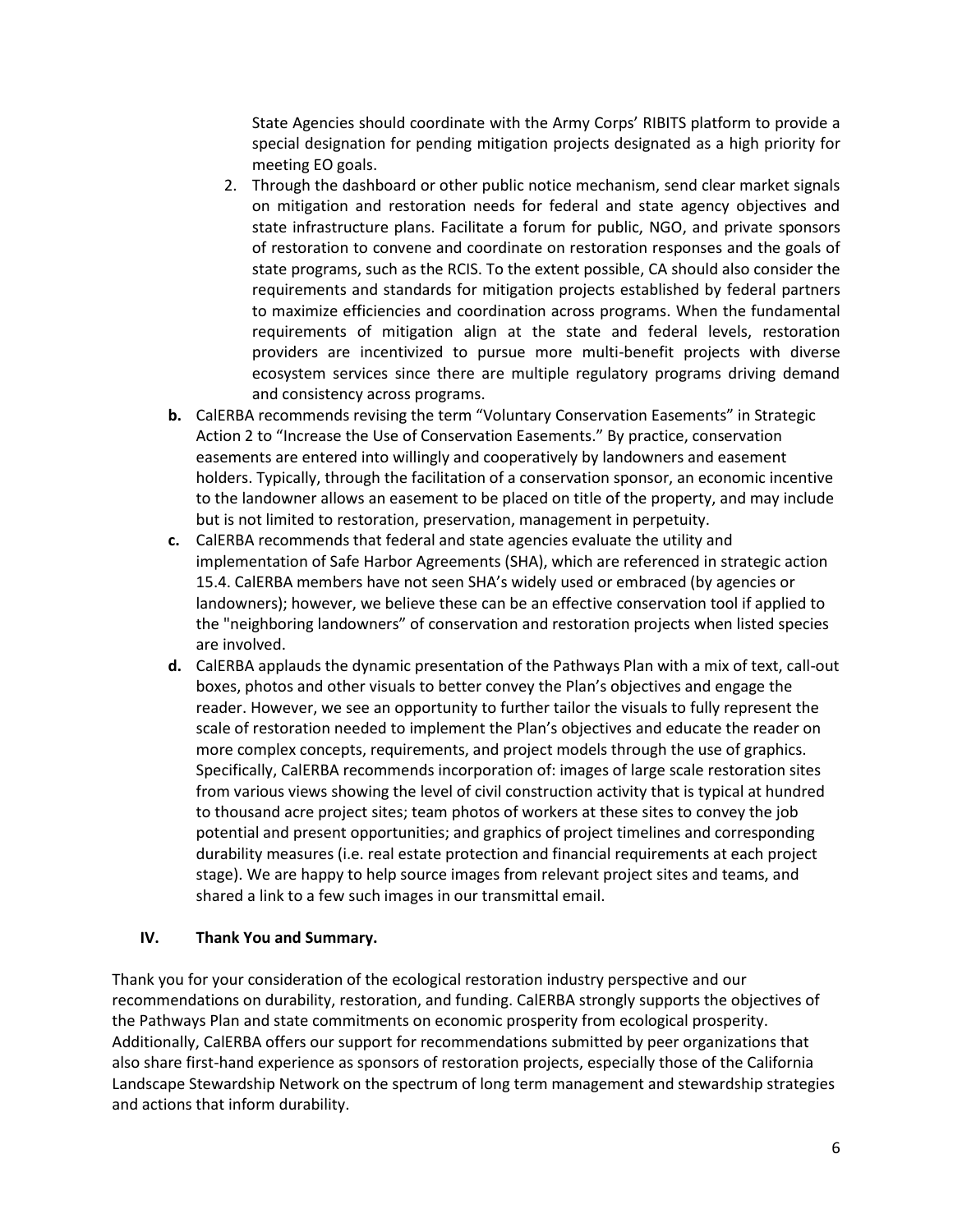State Agencies should coordinate with the Army Corps' RIBITS platform to provide a special designation for pending mitigation projects designated as a high priority for meeting EO goals.

2. Through the dashboard or other public notice mechanism, send clear market signals on mitigation and restoration needs for federal and state agency objectives and state infrastructure plans. Facilitate a forum for public, NGO, and private sponsors of restoration to convene and coordinate on restoration responses and the goals of state programs, such as the RCIS. To the extent possible, CA should also consider the requirements and standards for mitigation projects established by federal partners to maximize efficiencies and coordination across programs. When the fundamental requirements of mitigation align at the state and federal levels, restoration providers are incentivized to pursue more multi-benefit projects with diverse ecosystem services since there are multiple regulatory programs driving demand and consistency across programs.

**b.** CalERBA recommends revising the term "Voluntary Conservation Easements" in Strategic Action 2 to "Increase the Use of Conservation Easements." By practice, conservation easements are entered into willingly and cooperatively by landowners and easement holders. Typically, through the facilitation of a conservation sponsor, an economic incentive to the landowner allows an easement to be placed on title of the property, and may include but is not limited to restoration, preservation, management in perpetuity.

**c.** CalERBA recommends that federal and state agencies evaluate the utility and implementation of Safe Harbor Agreements (SHA), which are referenced in strategic action 15.4. CalERBA members have not seen SHA's widely used or embraced (by agencies or landowners); however, we believe these can be an effective conservation tool if applied to the "neighboring landowners" of conservation and restoration projects when listed species are involved.

**d.** CalERBA applauds the dynamic presentation of the Pathways Plan with a mix of text, call-out boxes, photos and other visuals to better convey the Plan's objectives and engage the reader. However, we see an opportunity to further tailor the visuals to fully represent the scale of restoration needed to implement the Plan's objectives and educate the reader on more complex concepts, requirements, and project models through the use of graphics. Specifically, CalERBA recommends incorporation of: images of large scale restoration sites from various views showing the level of civil construction activity that is typical at hundred to thousand acre project sites; team photos of workers at these sites to convey the job potential and present opportunities; and graphics of project timelines and corresponding durability measures (i.e. real estate protection and financial requirements at each project stage). We are happy to help source images from relevant project sites and teams, and shared a link to a few such images in our transmittal email.

## IV. Thank You and Summary.

Thank you for your consideration of the ecological restoration industry perspective and our recommendations on durability, restoration, and funding. CalERBA strongly supports the objectives of the Pathways Plan and state commitments on economic prosperity from ecological prosperity. Additionally, CalERBA offers our support for recommendations submitted by peer organizations that also share first-hand experience as sponsors of restoration projects, especially those of the California Landscape Stewardship Network on the spectrum of long term management and stewardship strategies and actions that inform durability.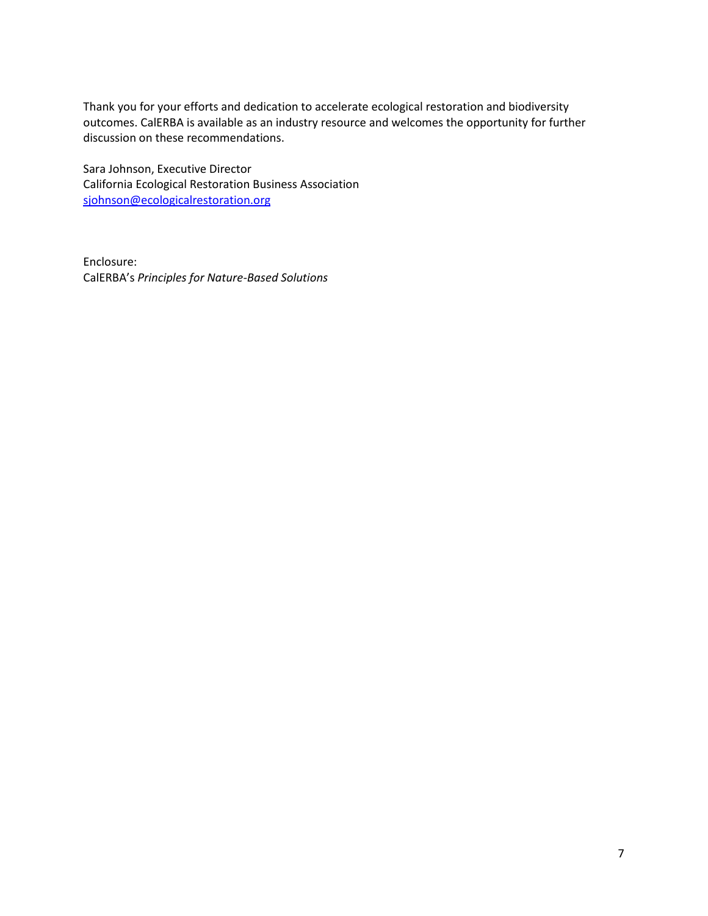Thank you for your efforts and dedication to accelerate ecological restoration and biodiversity outcomes. CalERBA is available as an industry resource and welcomes the opportunity for further discussion on these recommendations.

Sara Johnson, Executive Director
California Ecological Restoration Business Association
[sjohnson@ecologicalrestoration.org](mailto:sjohnson@ecologicalrestoration.org)

Enclosure:
CalERBA's *Principles for Nature-Based Solutions*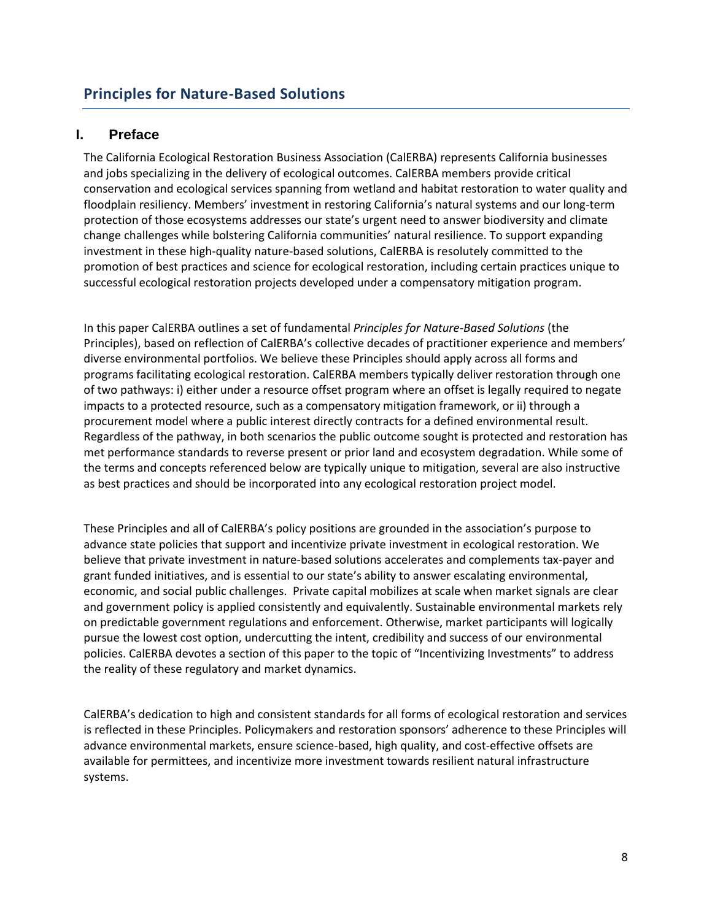## Principles for Nature-Based Solutions

### I. Preface

The California Ecological Restoration Business Association (CalERBA) represents California businesses and jobs specializing in the delivery of ecological outcomes. CalERBA members provide critical conservation and ecological services spanning from wetland and habitat restoration to water quality and floodplain resiliency. Members' investment in restoring California's natural systems and our long-term protection of those ecosystems addresses our state's urgent need to answer biodiversity and climate change challenges while bolstering California communities' natural resilience. To support expanding investment in these high-quality nature-based solutions, CalERBA is resolutely committed to the promotion of best practices and science for ecological restoration, including certain practices unique to successful ecological restoration projects developed under a compensatory mitigation program.

In this paper CalERBA outlines a set of fundamental *Principles for Nature-Based Solutions* (the Principles), based on reflection of CalERBA's collective decades of practitioner experience and members' diverse environmental portfolios. We believe these Principles should apply across all forms and programs facilitating ecological restoration. CalERBA members typically deliver restoration through one of two pathways: i) either under a resource offset program where an offset is legally required to negate impacts to a protected resource, such as a compensatory mitigation framework, or ii) through a procurement model where a public interest directly contracts for a defined environmental result. Regardless of the pathway, in both scenarios the public outcome sought is protected and restoration has met performance standards to reverse present or prior land and ecosystem degradation. While some of the terms and concepts referenced below are typically unique to mitigation, several are also instructive as best practices and should be incorporated into any ecological restoration project model.

These Principles and all of CalERBA's policy positions are grounded in the association's purpose to advance state policies that support and incentivize private investment in ecological restoration. We believe that private investment in nature-based solutions accelerates and complements tax-payer and grant funded initiatives, and is essential to our state's ability to answer escalating environmental, economic, and social public challenges. Private capital mobilizes at scale when market signals are clear and government policy is applied consistently and equivalently. Sustainable environmental markets rely on predictable government regulations and enforcement. Otherwise, market participants will logically pursue the lowest cost option, undercutting the intent, credibility and success of our environmental policies. CalERBA devotes a section of this paper to the topic of "Incentivizing Investments" to address the reality of these regulatory and market dynamics.

CalERBA's dedication to high and consistent standards for all forms of ecological restoration and services is reflected in these Principles. Policymakers and restoration sponsors' adherence to these Principles will advance environmental markets, ensure science-based, high quality, and cost-effective offsets are available for permittees, and incentivize more investment towards resilient natural infrastructure systems.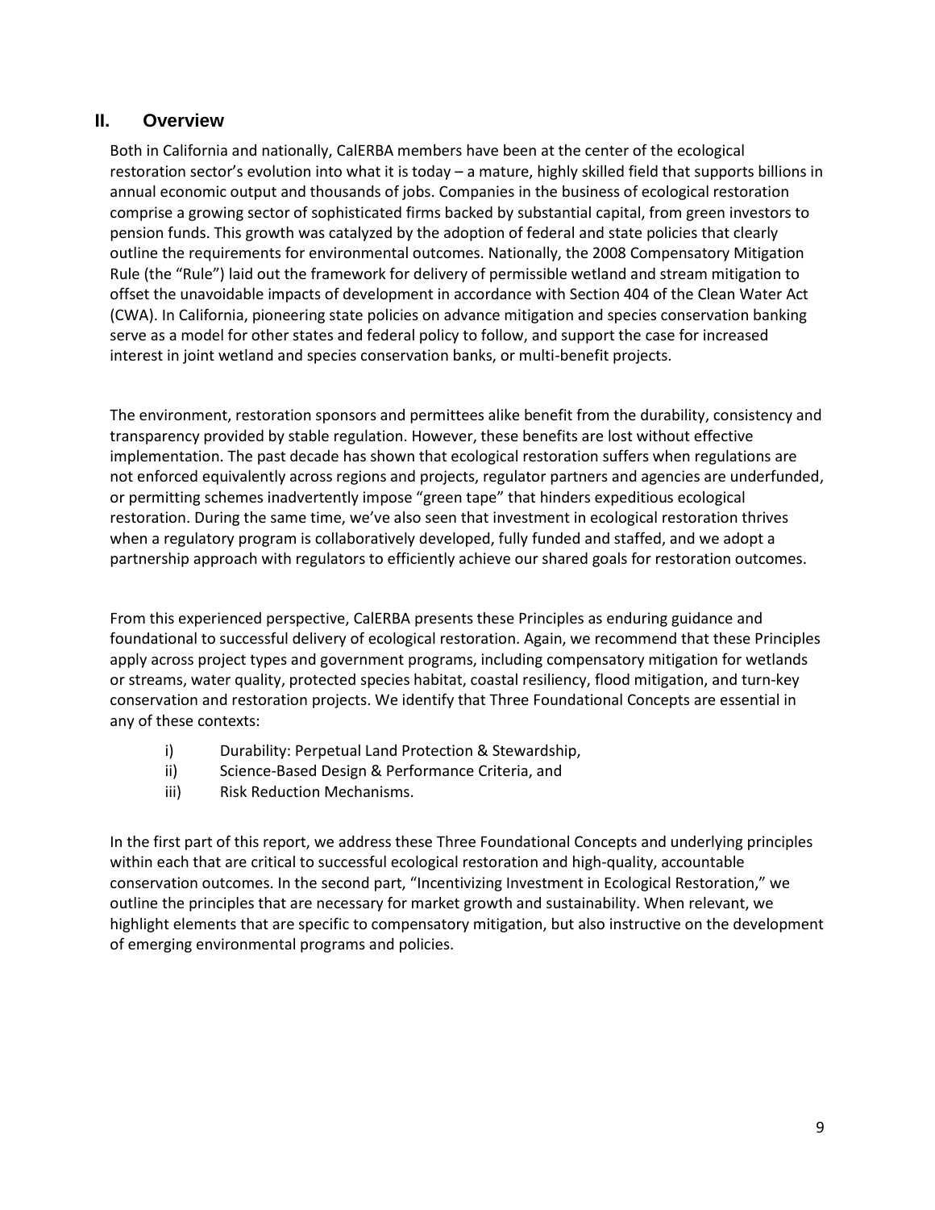## II. Overview

Both in California and nationally, CalERBA members have been at the center of the ecological restoration sector's evolution into what it is today – a mature, highly skilled field that supports billions in annual economic output and thousands of jobs. Companies in the business of ecological restoration comprise a growing sector of sophisticated firms backed by substantial capital, from green investors to pension funds. This growth was catalyzed by the adoption of federal and state policies that clearly outline the requirements for environmental outcomes. Nationally, the 2008 Compensatory Mitigation Rule (the "Rule") laid out the framework for delivery of permissible wetland and stream mitigation to offset the unavoidable impacts of development in accordance with Section 404 of the Clean Water Act (CWA). In California, pioneering state policies on advance mitigation and species conservation banking serve as a model for other states and federal policy to follow, and support the case for increased interest in joint wetland and species conservation banks, or multi-benefit projects.

The environment, restoration sponsors and permittees alike benefit from the durability, consistency and transparency provided by stable regulation. However, these benefits are lost without effective implementation. The past decade has shown that ecological restoration suffers when regulations are not enforced equivalently across regions and projects, regulator partners and agencies are underfunded, or permitting schemes inadvertently impose "green tape" that hinders expeditious ecological restoration. During the same time, we've also seen that investment in ecological restoration thrives when a regulatory program is collaboratively developed, fully funded and staffed, and we adopt a partnership approach with regulators to efficiently achieve our shared goals for restoration outcomes.

From this experienced perspective, CalERBA presents these Principles as enduring guidance and foundational to successful delivery of ecological restoration. Again, we recommend that these Principles apply across project types and government programs, including compensatory mitigation for wetlands or streams, water quality, protected species habitat, coastal resiliency, flood mitigation, and turn-key conservation and restoration projects. We identify that Three Foundational Concepts are essential in any of these contexts:

i) Durability: Perpetual Land Protection & Stewardship,
ii) Science-Based Design & Performance Criteria, and
iii) Risk Reduction Mechanisms.

In the first part of this report, we address these Three Foundational Concepts and underlying principles within each that are critical to successful ecological restoration and high-quality, accountable conservation outcomes. In the second part, "Incentivizing Investment in Ecological Restoration," we outline the principles that are necessary for market growth and sustainability. When relevant, we highlight elements that are specific to compensatory mitigation, but also instructive on the development of emerging environmental programs and policies.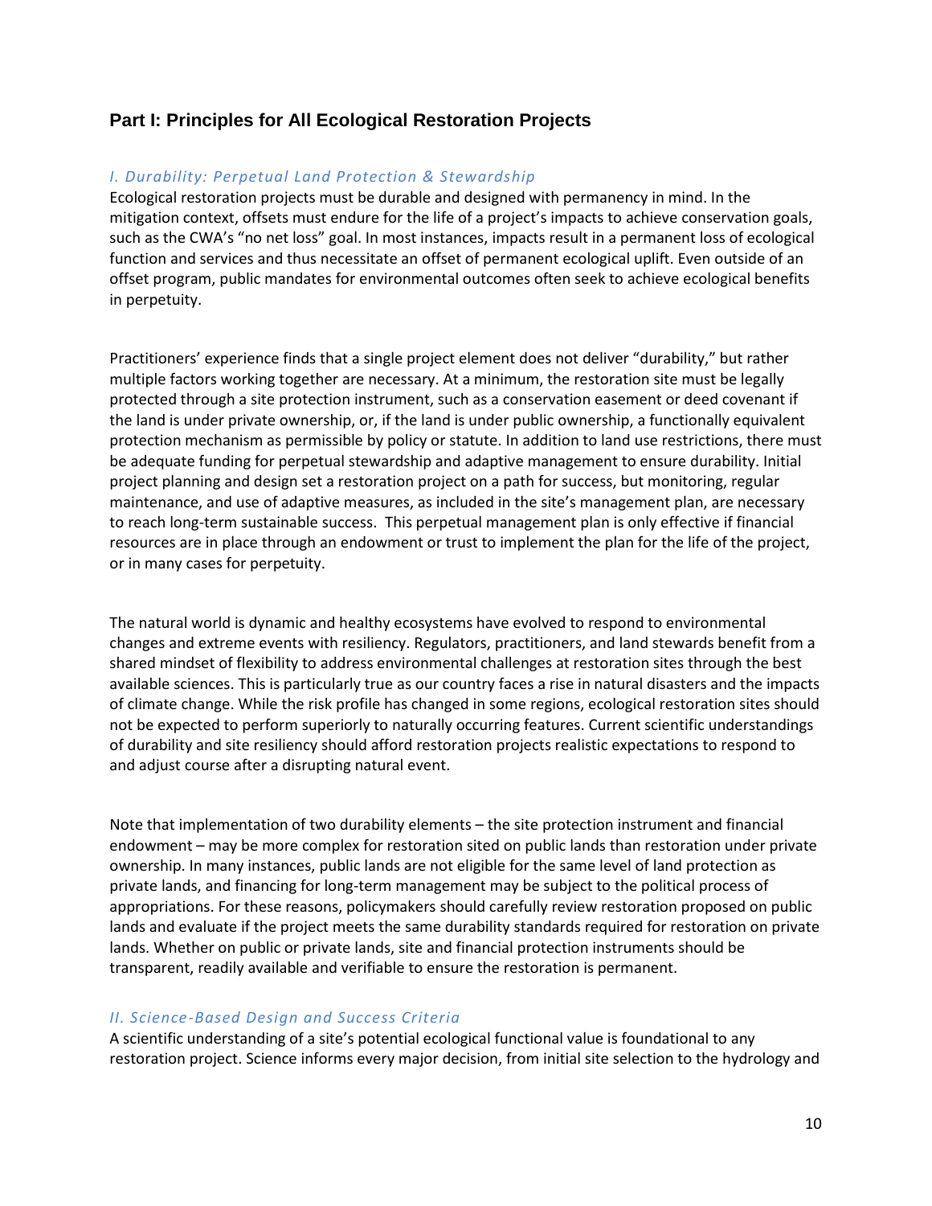## Part I: Principles for All Ecological Restoration Projects

### *I. Durability: Perpetual Land Protection & Stewardship*

Ecological restoration projects must be durable and designed with permanency in mind. In the mitigation context, offsets must endure for the life of a project's impacts to achieve conservation goals, such as the CWA's "no net loss" goal. In most instances, impacts result in a permanent loss of ecological function and services and thus necessitate an offset of permanent ecological uplift. Even outside of an offset program, public mandates for environmental outcomes often seek to achieve ecological benefits in perpetuity.

Practitioners' experience finds that a single project element does not deliver "durability," but rather multiple factors working together are necessary. At a minimum, the restoration site must be legally protected through a site protection instrument, such as a conservation easement or deed covenant if the land is under private ownership, or, if the land is under public ownership, a functionally equivalent protection mechanism as permissible by policy or statute. In addition to land use restrictions, there must be adequate funding for perpetual stewardship and adaptive management to ensure durability. Initial project planning and design set a restoration project on a path for success, but monitoring, regular maintenance, and use of adaptive measures, as included in the site's management plan, are necessary to reach long-term sustainable success. This perpetual management plan is only effective if financial resources are in place through an endowment or trust to implement the plan for the life of the project, or in many cases for perpetuity.

The natural world is dynamic and healthy ecosystems have evolved to respond to environmental changes and extreme events with resiliency. Regulators, practitioners, and land stewards benefit from a shared mindset of flexibility to address environmental challenges at restoration sites through the best available sciences. This is particularly true as our country faces a rise in natural disasters and the impacts of climate change. While the risk profile has changed in some regions, ecological restoration sites should not be expected to perform superiorly to naturally occurring features. Current scientific understandings of durability and site resiliency should afford restoration projects realistic expectations to respond to and adjust course after a disrupting natural event.

Note that implementation of two durability elements – the site protection instrument and financial endowment – may be more complex for restoration sited on public lands than restoration under private ownership. In many instances, public lands are not eligible for the same level of land protection as private lands, and financing for long-term management may be subject to the political process of appropriations. For these reasons, policymakers should carefully review restoration proposed on public lands and evaluate if the project meets the same durability standards required for restoration on private lands. Whether on public or private lands, site and financial protection instruments should be transparent, readily available and verifiable to ensure the restoration is permanent.

### *II. Science-Based Design and Success Criteria*

A scientific understanding of a site's potential ecological functional value is foundational to any restoration project. Science informs every major decision, from initial site selection to the hydrology and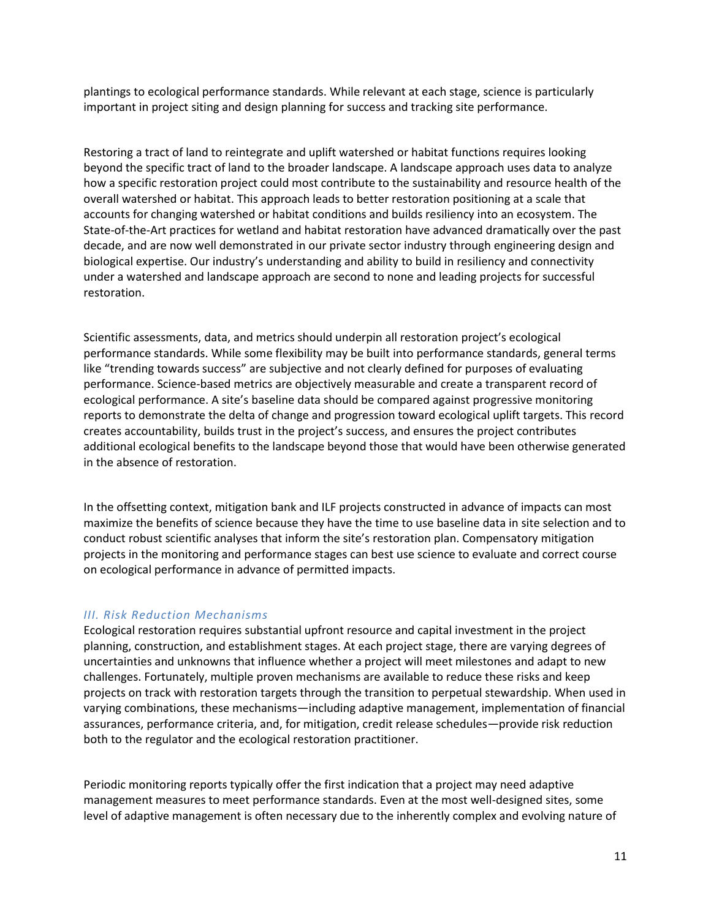plantings to ecological performance standards. While relevant at each stage, science is particularly important in project siting and design planning for success and tracking site performance.

Restoring a tract of land to reintegrate and uplift watershed or habitat functions requires looking beyond the specific tract of land to the broader landscape. A landscape approach uses data to analyze how a specific restoration project could most contribute to the sustainability and resource health of the overall watershed or habitat. This approach leads to better restoration positioning at a scale that accounts for changing watershed or habitat conditions and builds resiliency into an ecosystem. The State-of-the-Art practices for wetland and habitat restoration have advanced dramatically over the past decade, and are now well demonstrated in our private sector industry through engineering design and biological expertise. Our industry's understanding and ability to build in resiliency and connectivity under a watershed and landscape approach are second to none and leading projects for successful restoration.

Scientific assessments, data, and metrics should underpin all restoration project's ecological performance standards. While some flexibility may be built into performance standards, general terms like "trending towards success" are subjective and not clearly defined for purposes of evaluating performance. Science-based metrics are objectively measurable and create a transparent record of ecological performance. A site's baseline data should be compared against progressive monitoring reports to demonstrate the delta of change and progression toward ecological uplift targets. This record creates accountability, builds trust in the project's success, and ensures the project contributes additional ecological benefits to the landscape beyond those that would have been otherwise generated in the absence of restoration.

In the offsetting context, mitigation bank and ILF projects constructed in advance of impacts can most maximize the benefits of science because they have the time to use baseline data in site selection and to conduct robust scientific analyses that inform the site's restoration plan. Compensatory mitigation projects in the monitoring and performance stages can best use science to evaluate and correct course on ecological performance in advance of permitted impacts.

### *III. Risk Reduction Mechanisms*

Ecological restoration requires substantial upfront resource and capital investment in the project planning, construction, and establishment stages. At each project stage, there are varying degrees of uncertainties and unknowns that influence whether a project will meet milestones and adapt to new challenges. Fortunately, multiple proven mechanisms are available to reduce these risks and keep projects on track with restoration targets through the transition to perpetual stewardship. When used in varying combinations, these mechanisms—including adaptive management, implementation of financial assurances, performance criteria, and, for mitigation, credit release schedules—provide risk reduction both to the regulator and the ecological restoration practitioner.

Periodic monitoring reports typically offer the first indication that a project may need adaptive management measures to meet performance standards. Even at the most well-designed sites, some level of adaptive management is often necessary due to the inherently complex and evolving nature of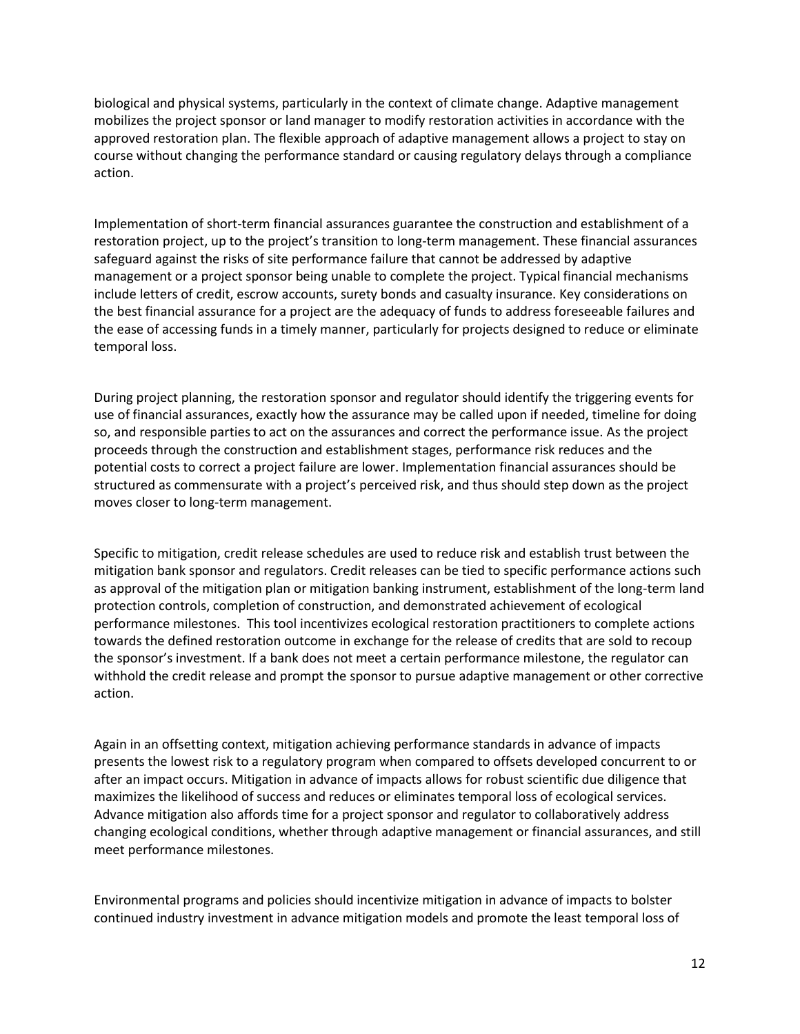biological and physical systems, particularly in the context of climate change. Adaptive management mobilizes the project sponsor or land manager to modify restoration activities in accordance with the approved restoration plan. The flexible approach of adaptive management allows a project to stay on course without changing the performance standard or causing regulatory delays through a compliance action.

Implementation of short-term financial assurances guarantee the construction and establishment of a restoration project, up to the project's transition to long-term management. These financial assurances safeguard against the risks of site performance failure that cannot be addressed by adaptive management or a project sponsor being unable to complete the project. Typical financial mechanisms include letters of credit, escrow accounts, surety bonds and casualty insurance. Key considerations on the best financial assurance for a project are the adequacy of funds to address foreseeable failures and the ease of accessing funds in a timely manner, particularly for projects designed to reduce or eliminate temporal loss.

During project planning, the restoration sponsor and regulator should identify the triggering events for use of financial assurances, exactly how the assurance may be called upon if needed, timeline for doing so, and responsible parties to act on the assurances and correct the performance issue. As the project proceeds through the construction and establishment stages, performance risk reduces and the potential costs to correct a project failure are lower. Implementation financial assurances should be structured as commensurate with a project's perceived risk, and thus should step down as the project moves closer to long-term management.

Specific to mitigation, credit release schedules are used to reduce risk and establish trust between the mitigation bank sponsor and regulators. Credit releases can be tied to specific performance actions such as approval of the mitigation plan or mitigation banking instrument, establishment of the long-term land protection controls, completion of construction, and demonstrated achievement of ecological performance milestones. This tool incentivizes ecological restoration practitioners to complete actions towards the defined restoration outcome in exchange for the release of credits that are sold to recoup the sponsor's investment. If a bank does not meet a certain performance milestone, the regulator can withhold the credit release and prompt the sponsor to pursue adaptive management or other corrective action.

Again in an offsetting context, mitigation achieving performance standards in advance of impacts presents the lowest risk to a regulatory program when compared to offsets developed concurrent to or after an impact occurs. Mitigation in advance of impacts allows for robust scientific due diligence that maximizes the likelihood of success and reduces or eliminates temporal loss of ecological services. Advance mitigation also affords time for a project sponsor and regulator to collaboratively address changing ecological conditions, whether through adaptive management or financial assurances, and still meet performance milestones.

Environmental programs and policies should incentivize mitigation in advance of impacts to bolster continued industry investment in advance mitigation models and promote the least temporal loss of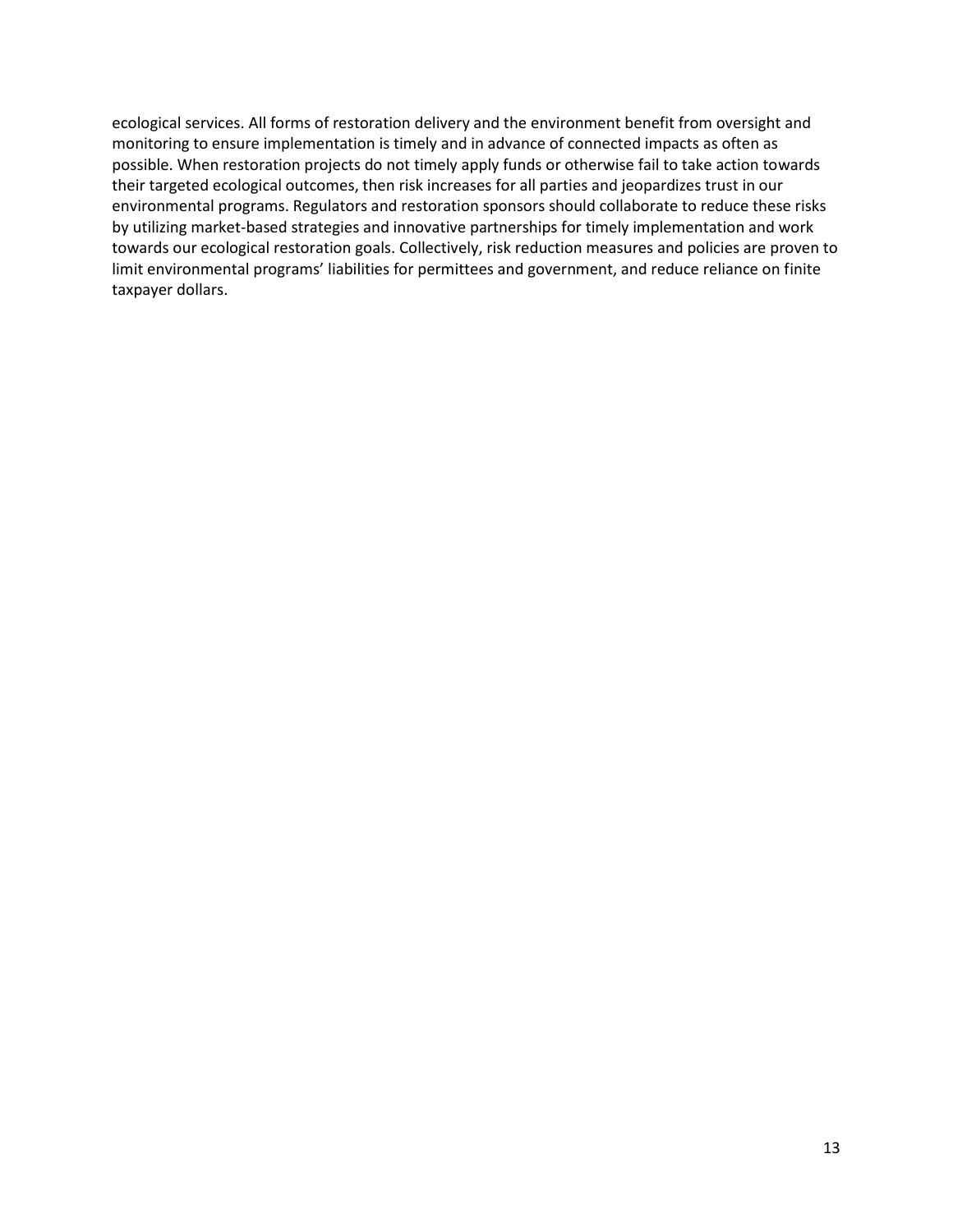ecological services. All forms of restoration delivery and the environment benefit from oversight and monitoring to ensure implementation is timely and in advance of connected impacts as often as possible. When restoration projects do not timely apply funds or otherwise fail to take action towards their targeted ecological outcomes, then risk increases for all parties and jeopardizes trust in our environmental programs. Regulators and restoration sponsors should collaborate to reduce these risks by utilizing market-based strategies and innovative partnerships for timely implementation and work towards our ecological restoration goals. Collectively, risk reduction measures and policies are proven to limit environmental programs' liabilities for permittees and government, and reduce reliance on finite taxpayer dollars.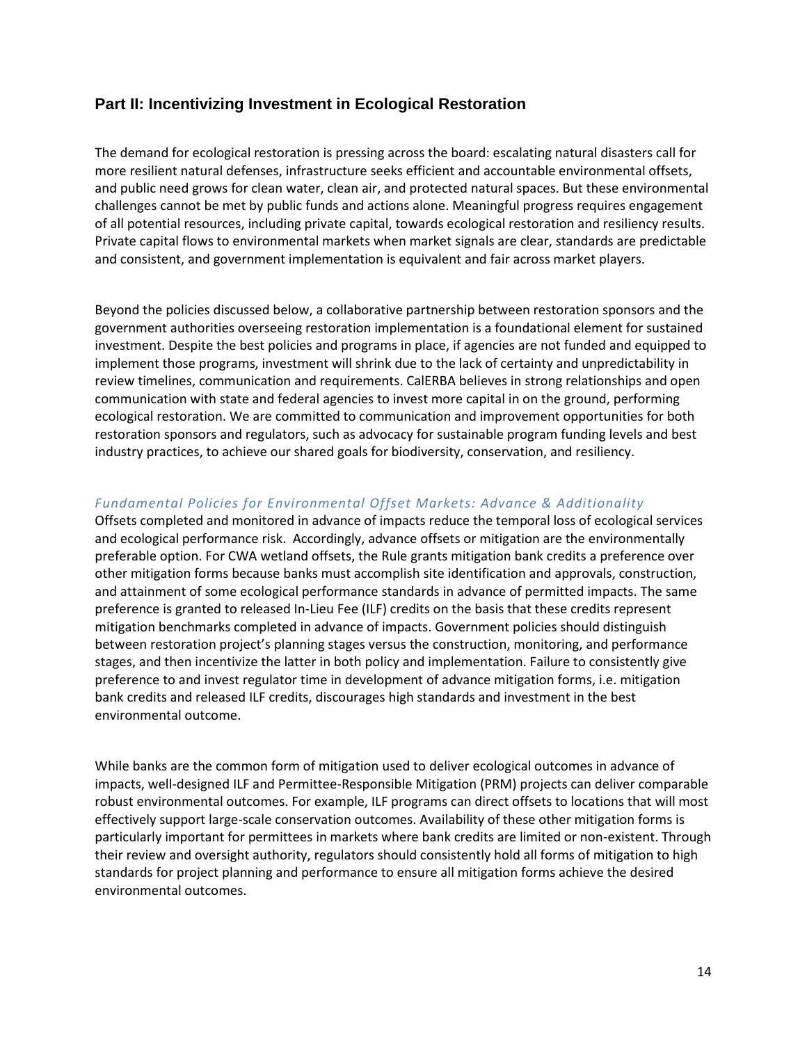## Part II: Incentivizing Investment in Ecological Restoration

The demand for ecological restoration is pressing across the board: escalating natural disasters call for more resilient natural defenses, infrastructure seeks efficient and accountable environmental offsets, and public need grows for clean water, clean air, and protected natural spaces. But these environmental challenges cannot be met by public funds and actions alone. Meaningful progress requires engagement of all potential resources, including private capital, towards ecological restoration and resiliency results. Private capital flows to environmental markets when market signals are clear, standards are predictable and consistent, and government implementation is equivalent and fair across market players.

Beyond the policies discussed below, a collaborative partnership between restoration sponsors and the government authorities overseeing restoration implementation is a foundational element for sustained investment. Despite the best policies and programs in place, if agencies are not funded and equipped to implement those programs, investment will shrink due to the lack of certainty and unpredictability in review timelines, communication and requirements. CalERBA believes in strong relationships and open communication with state and federal agencies to invest more capital in on the ground, performing ecological restoration. We are committed to communication and improvement opportunities for both restoration sponsors and regulators, such as advocacy for sustainable program funding levels and best industry practices, to achieve our shared goals for biodiversity, conservation, and resiliency.

### *Fundamental Policies for Environmental Offset Markets: Advance & Additionality*

Offsets completed and monitored in advance of impacts reduce the temporal loss of ecological services and ecological performance risk. Accordingly, advance offsets or mitigation are the environmentally preferable option. For CWA wetland offsets, the Rule grants mitigation bank credits a preference over other mitigation forms because banks must accomplish site identification and approvals, construction, and attainment of some ecological performance standards in advance of permitted impacts. The same preference is granted to released In-Lieu Fee (ILF) credits on the basis that these credits represent mitigation benchmarks completed in advance of impacts. Government policies should distinguish between restoration project's planning stages versus the construction, monitoring, and performance stages, and then incentivize the latter in both policy and implementation. Failure to consistently give preference to and invest regulator time in development of advance mitigation forms, i.e. mitigation bank credits and released ILF credits, discourages high standards and investment in the best environmental outcome.

While banks are the common form of mitigation used to deliver ecological outcomes in advance of impacts, well-designed ILF and Permittee-Responsible Mitigation (PRM) projects can deliver comparable robust environmental outcomes. For example, ILF programs can direct offsets to locations that will most effectively support large-scale conservation outcomes. Availability of these other mitigation forms is particularly important for permittees in markets where bank credits are limited or non-existent. Through their review and oversight authority, regulators should consistently hold all forms of mitigation to high standards for project planning and performance to ensure all mitigation forms achieve the desired environmental outcomes.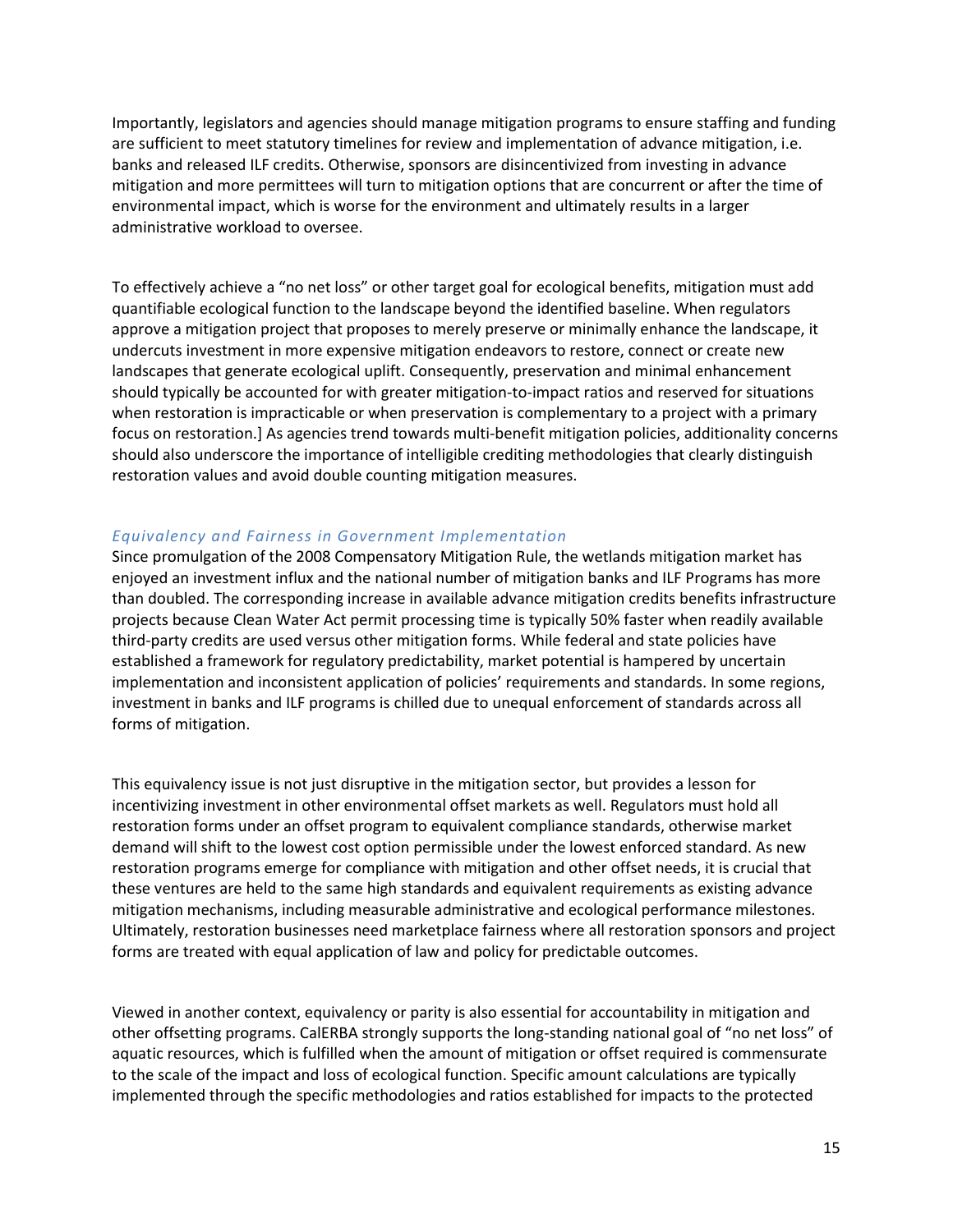Importantly, legislators and agencies should manage mitigation programs to ensure staffing and funding are sufficient to meet statutory timelines for review and implementation of advance mitigation, i.e. banks and released ILF credits. Otherwise, sponsors are disincentivized from investing in advance mitigation and more permittees will turn to mitigation options that are concurrent or after the time of environmental impact, which is worse for the environment and ultimately results in a larger administrative workload to oversee.

To effectively achieve a "no net loss" or other target goal for ecological benefits, mitigation must add quantifiable ecological function to the landscape beyond the identified baseline. When regulators approve a mitigation project that proposes to merely preserve or minimally enhance the landscape, it undercuts investment in more expensive mitigation endeavors to restore, connect or create new landscapes that generate ecological uplift. Consequently, preservation and minimal enhancement should typically be accounted for with greater mitigation-to-impact ratios and reserved for situations when restoration is impracticable or when preservation is complementary to a project with a primary focus on restoration.] As agencies trend towards multi-benefit mitigation policies, additionality concerns should also underscore the importance of intelligible crediting methodologies that clearly distinguish restoration values and avoid double counting mitigation measures.

### *Equivalency and Fairness in Government Implementation*

Since promulgation of the 2008 Compensatory Mitigation Rule, the wetlands mitigation market has enjoyed an investment influx and the national number of mitigation banks and ILF Programs has more than doubled. The corresponding increase in available advance mitigation credits benefits infrastructure projects because Clean Water Act permit processing time is typically 50% faster when readily available third-party credits are used versus other mitigation forms. While federal and state policies have established a framework for regulatory predictability, market potential is hampered by uncertain implementation and inconsistent application of policies' requirements and standards. In some regions, investment in banks and ILF programs is chilled due to unequal enforcement of standards across all forms of mitigation.

This equivalency issue is not just disruptive in the mitigation sector, but provides a lesson for incentivizing investment in other environmental offset markets as well. Regulators must hold all restoration forms under an offset program to equivalent compliance standards, otherwise market demand will shift to the lowest cost option permissible under the lowest enforced standard. As new restoration programs emerge for compliance with mitigation and other offset needs, it is crucial that these ventures are held to the same high standards and equivalent requirements as existing advance mitigation mechanisms, including measurable administrative and ecological performance milestones. Ultimately, restoration businesses need marketplace fairness where all restoration sponsors and project forms are treated with equal application of law and policy for predictable outcomes.

Viewed in another context, equivalency or parity is also essential for accountability in mitigation and other offsetting programs. CalERBA strongly supports the long-standing national goal of "no net loss" of aquatic resources, which is fulfilled when the amount of mitigation or offset required is commensurate to the scale of the impact and loss of ecological function. Specific amount calculations are typically implemented through the specific methodologies and ratios established for impacts to the protected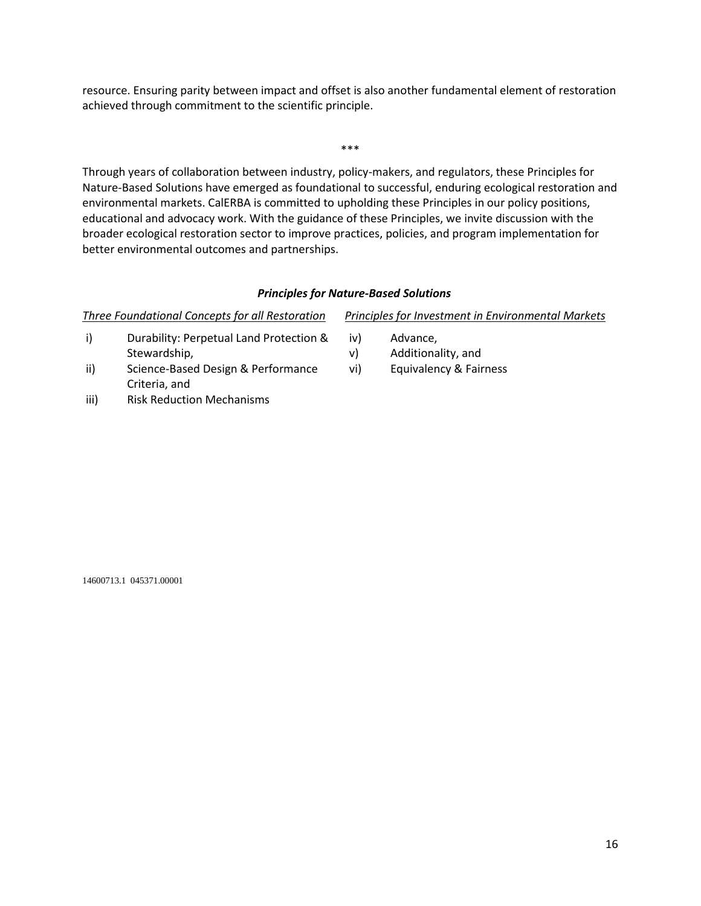resource. Ensuring parity between impact and offset is also another fundamental element of restoration achieved through commitment to the scientific principle.

\*\*\*

Through years of collaboration between industry, policy-makers, and regulators, these Principles for Nature-Based Solutions have emerged as foundational to successful, enduring ecological restoration and environmental markets. CalERBA is committed to upholding these Principles in our policy positions, educational and advocacy work. With the guidance of these Principles, we invite discussion with the broader ecological restoration sector to improve practices, policies, and program implementation for better environmental outcomes and partnerships.

***Principles for Nature-Based Solutions***

*Three Foundational Concepts for all Restoration*

i) Durability: Perpetual Land Protection & Stewardship,
ii) Science-Based Design & Performance Criteria, and
iii) Risk Reduction Mechanisms

*Principles for Investment in Environmental Markets*

iv) Advance,
v) Additionality, and
vi) Equivalency & Fairness

14600713.1 045371.00001